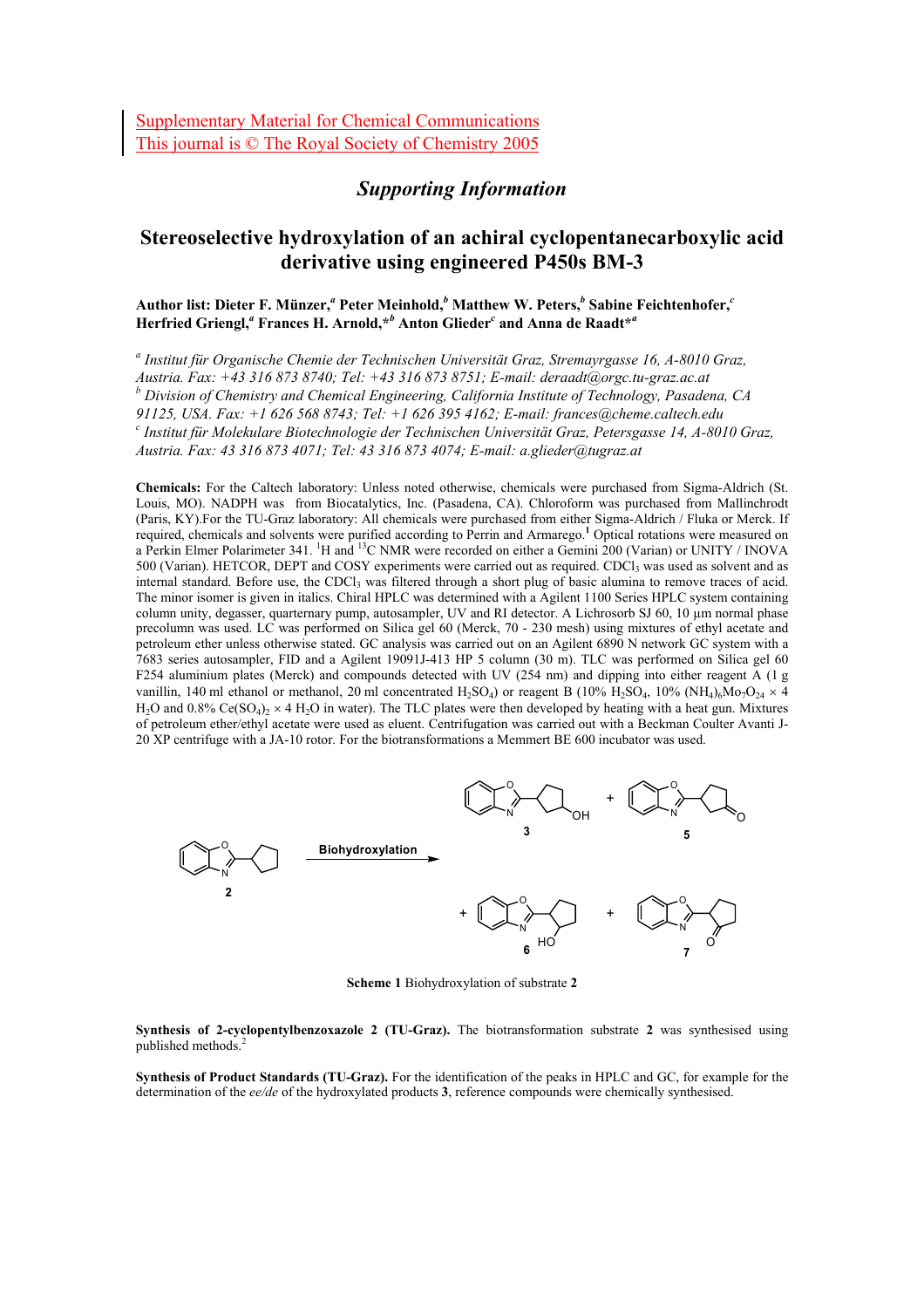Supplementary Material for Chemical Communications
This journal is © The Royal Society of Chemistry 2005

# *Supporting Information*

## Stereoselective hydroxylation of an achiral cyclopentanecarboxylic acid derivative using engineered P450s BM-3

**Author list: Dieter F. Münzer,[a] Peter Meinhold,[b] Matthew W. Peters,[b] Sabine Feichtenhofer,[c] Herfried Griengl,[a] Frances H. Arnold,*[b] Anton Glieder[c] and Anna de Raadt*[a]**

*[a] Institut für Organische Chemie der Technischen Universität Graz, Stremayrgasse 16, A-8010 Graz, Austria. Fax: +43 316 873 8740; Tel: +43 316 873 8751; E-mail: deraadt@orgc.tu-graz.ac.at*
*[b] Division of Chemistry and Chemical Engineering, California Institute of Technology, Pasadena, CA 91125, USA. Fax: +1 626 568 8743; Tel: +1 626 395 4162; E-mail: frances@cheme.caltech.edu*
*[c] Institut für Molekulare Biotechnologie der Technischen Universität Graz, Petersgasse 14, A-8010 Graz, Austria. Fax: 43 316 873 4071; Tel: 43 316 873 4074; E-mail: a.glieder@tugraz.at*

**Chemicals:** For the Caltech laboratory: Unless noted otherwise, chemicals were purchased from Sigma-Aldrich (St. Louis, MO). NADPH was from Biocatalytics, Inc. (Pasadena, CA). Chloroform was purchased from Mallinchrodt (Paris, KY).For the TU-Graz laboratory: All chemicals were purchased from either Sigma-Aldrich / Fluka or Merck. If required, chemicals and solvents were purified according to Perrin and Armarego.[1] Optical rotations were measured on a Perkin Elmer Polarimeter 341. $^1$H and $^{13}$C NMR were recorded on either a Gemini 200 (Varian) or UNITY / INOVA 500 (Varian). HETCOR, DEPT and COSY experiments were carried out as required. $CDCl_3$ was used as solvent and as internal standard. Before use, the $CDCl_3$ was filtered through a short plug of basic alumina to remove traces of acid. The minor isomer is given in italics. Chiral HPLC was determined with a Agilent 1100 Series HPLC system containing column unity, degasser, quarternary pump, autosampler, UV and RI detector. A Lichrosorb SJ 60, 10 µm normal phase precolumn was used. LC was performed on Silica gel 60 (Merck, 70 - 230 mesh) using mixtures of ethyl acetate and petroleum ether unless otherwise stated. GC analysis was carried out on an Agilent 6890 N network GC system with a 7683 series autosampler, FID and a Agilent 19091J-413 HP 5 column (30 m). TLC was performed on Silica gel 60 F254 aluminium plates (Merck) and compounds detected with UV (254 nm) and dipping into either reagent A (1 g vanillin, 140 ml ethanol or methanol, 20 ml concentrated $H_2SO_4$) or reagent B (10% $H_2SO_4$, 10% $(NH_4)_6Mo_7O_{24} \times 4$ $H_2O$ and 0.8% $Ce(SO_4)_2 \times 4$ $H_2O$ in water). The TLC plates were then developed by heating with a heat gun. Mixtures of petroleum ether/ethyl acetate were used as eluent. Centrifugation was carried out with a Beckman Coulter Avanti J-20 XP centrifuge with a JA-10 rotor. For the biotransformations a Memmert BE 600 incubator was used.

**Scheme 1** Biohydroxylation of substrate **2**

**Synthesis of 2-cyclopentylbenzoxazole 2 (TU-Graz).** The biotransformation substrate **2** was synthesised using published methods.[2]

**Synthesis of Product Standards (TU-Graz).** For the identification of the peaks in HPLC and GC, for example for the determination of the *ee/de* of the hydroxylated products **3**, reference compounds were chemically synthesised.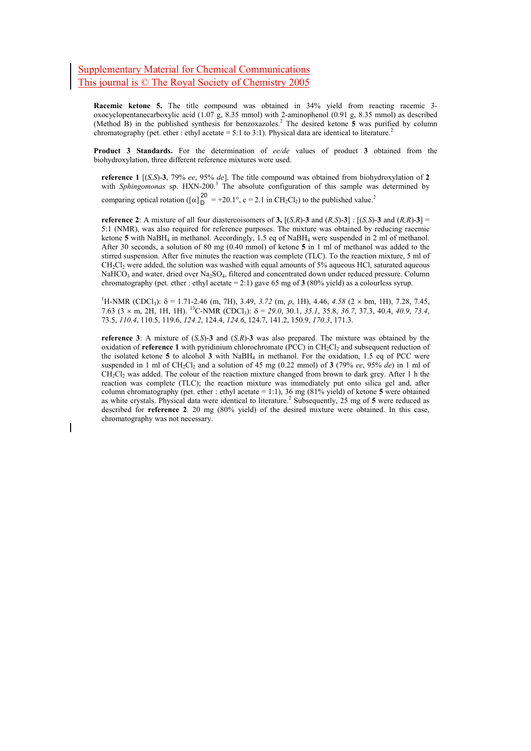**Racemic ketone 5.** The title compound was obtained in 34% yield from reacting racemic 3-oxocyclopentanecarboxylic acid (1.07 g, 8.35 mmol) with 2-aminophenol (0.91 g, 8.35 mmol) as described (Method B) in the published synthesis for benzoxazoles.[2] The desired ketone **5** was purified by column chromatography (pet. ether : ethyl acetate = 5:1 to 3:1). Physical data are identical to literature.[2]

**Product 3 Standards.** For the determination of *ee/de* values of product **3** obtained from the biohydroxylation, three different reference mixtures were used.

**reference 1** [(*S,S*)-**3**, 79% *ee*, 95% *de*]. The title compound was obtained from biohydroxylation of **2** with *Sphingomonas* sp. HXN-200.[3] The absolute configuration of this sample was determined by comparing optical rotation ($[\alpha]_D^{20}$ = +20.1°, c = 2.1 in $CH_2Cl_2$) to the published value.[2]

**reference 2**: A mixture of all four diastereoisomers of **3,** [(*S,R*)-**3** and (*R,S*)-**3**] : [(*S,S*)-**3** and (*R,R*)-**3**] = 5:1 (NMR), was also required for reference purposes. The mixture was obtained by reducing racemic ketone **5** with $NaBH_4$ in methanol. Accordingly, 1.5 eq of $NaBH_4$ were suspended in 2 ml of methanol. After 30 seconds, a solution of 80 mg (0.40 mmol) of ketone **5** in 1 ml of methanol was added to the stirred suspension. After five minutes the reaction was complete (TLC). To the reaction mixture, 5 ml of $CH_2Cl_2$ were added, the solution was washed with equal amounts of 5% aqueous HCl, saturated aqueous $NaHCO_3$ and water, dried over $Na_2SO_4$, filtered and concentrated down under reduced pressure. Column chromatography (pet. ether : ethyl acetate = 2:1) gave 65 mg of **3** (80% yield) as a colourless syrup.

[1]H-NMR ($CDCl_3$): δ = 1.71-2.46 (m, 7H), 3.49, *3.72* (m, *p*, 1H), 4.46, *4.58* (2 × bm, 1H), 7.28, 7.45, 7.63 (3 × m, 2H, 1H, 1H). [13]C-NMR ($CDCl_3$): δ = *29.0*, 30.1, *35.1*, 35.8, *36.7*, 37.3, 40.4, *40.9*, *73.4*, 73.5, *110.4*, 110.5, 119.6, *124.2*, 124.4, *124.6*, 124.7, 141.2, 150.9, *170.3*, 171.3.

**reference 3**: A mixture of (*S,S*)-**3** and (*S,R*)-**3** was also prepared. The mixture was obtained by the oxidation of **reference 1** with pyridinium chlorochromate (PCC) in $CH_2Cl_2$ and subsequent reduction of the isolated ketone **5** to alcohol **3** with $NaBH_4$ in methanol. For the oxidation, 1.5 eq of PCC were suspended in 1 ml of $CH_2Cl_2$ and a solution of 45 mg (0.22 mmol) of **3** (79% *ee*, 95% *de*) in 1 ml of $CH_2Cl_2$ was added. The colour of the reaction mixture changed from brown to dark grey. After 1 h the reaction was complete (TLC); the reaction mixture was immediately put onto silica gel and, after column chromatography (pet. ether : ethyl acetate = 1:1), 36 mg (81% yield) of ketone **5** were obtained as white crystals. Physical data were identical to literature.[2] Subsequently, 25 mg of **5** were reduced as described for **reference 2**. 20 mg (80% yield) of the desired mixture were obtained. In this case, chromatography was not necessary.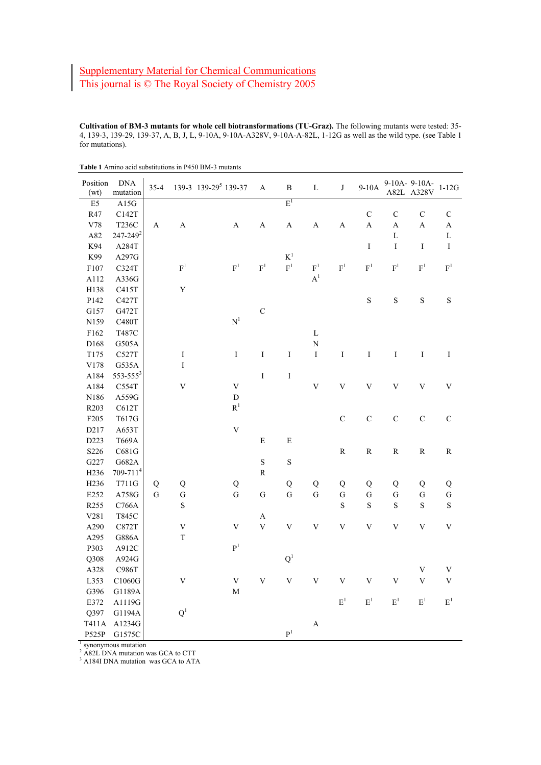Supplementary Material for Chemical Communications
This journal is © The Royal Society of Chemistry 2005

**Cultivation of BM-3 mutants for whole cell biotransformations (TU-Graz).** The following mutants were tested: 35-4, 139-3, 139-29, 139-37, A, B, J, L, 9-10A, 9-10A-A328V, 9-10A-A-82L, 1-12G as well as the wild type. (see Table 1 for mutations).

**Table 1** Amino acid substitutions in P450 BM-3 mutants

| Position (wt) | DNA mutation | 35-4 | 139-3 | 139-29[5] | 139-37 | A | B | L | J | 9-10A | 9-10A-A82L | 9-10A-A328V | 1-12G |
|---|---|---|---|---|---|---|---|---|---|---|---|---|---|
| E5 | A15G | | | | | | E[1] | | | | | | |
| R47 | C142T | | | | | | | | | C | C | C | C |
| V78 | T236C | A | A | | A | A | A | A | A | A | A | A | A |
| A82 | 247-249[2] | | | | | | | | | | L | | L |
| K94 | A284T | | | | | | | | | I | I | I | I |
| K99 | A297G | | | | | | K[1] | | | | | | |
| F107 | C324T | | F[1] | | F[1] | F[1] | F[1] | F[1] | F[1] | F[1] | F[1] | F[1] | F[1] |
| A112 | A336G | | | | | | | A[1] | | | | | |
| H138 | C415T | | Y | | | | | | | | | | |
| P142 | C427T | | | | | | | | | S | S | S | S |
| G157 | G472T | | | | | C | | | | | | | |
| N159 | C480T | | | | N[1] | | | | | | | | |
| F162 | T487C | | | | | | | L | | | | | |
| D168 | G505A | | | | | | | N | | | | | |
| T175 | C527T | | I | | I | I | I | I | I | I | I | I | I |
| V178 | G535A | | I | | | | | | | | | | |
| A184 | 553-555[3] | | | | | I | I | | | | | | |
| A184 | C554T | | V | | V | | | V | V | V | V | V | V |
| N186 | A559G | | | | D | | | | | | | | |
| R203 | C612T | | | | R[1] | | | | | | | | |
| F205 | T617G | | | | | | | | C | C | C | C | C |
| D217 | A653T | | | | V | | | | | | | | |
| D223 | T669A | | | | | E | E | | | | | | |
| S226 | C681G | | | | | | | | R | R | R | R | R |
| G227 | G682A | | | | | S | S | | | | | | |
| H236 | 709-711[4] | | | | | R | | | | | | | |
| H236 | T711G | Q | Q | | Q | | Q | Q | Q | Q | Q | Q | Q |
| E252 | A758G | G | G | | G | G | G | G | G | G | G | G | G |
| R255 | C766A | | S | | | | | | S | S | S | S | S |
| V281 | T845C | | | | | A | | | | | | | |
| A290 | C872T | | V | | V | V | V | V | V | V | V | V | V |
| A295 | G886A | | T | | | | | | | | | | |
| P303 | A912C | | | | P[1] | | | | | | | | |
| Q308 | A924G | | | | | | Q[1] | | | | | | |
| A328 | C986T | | | | | | | | | | | V | V |
| L353 | C1060G | | V | | V | V | V | V | V | V | V | V | V |
| G396 | G1189A | | | | M | | | | | | | | |
| E372 | A1119G | | | | | | | | E[1] | E[1] | E[1] | E[1] | E[1] |
| Q397 | G1194A | | Q[1] | | | | | | | | | | |
| T411A | A1234G | | | | | | | A | | | | | |
| P525P | G1575C | | | | | | P[1] | | | | | | |

[1] synonymous mutation
[2] A82L DNA mutation was GCA to CTT
[3] A184I DNA mutation was GCA to ATA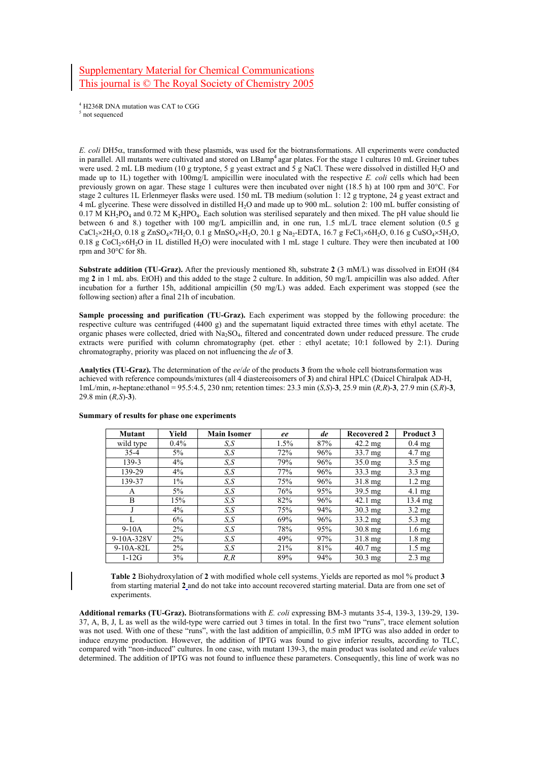[4] H236R DNA mutation was CAT to CGG
[5] not sequenced

*E. coli* DH5α, transformed with these plasmids, was used for the biotransformations. All experiments were conducted in parallel. All mutants were cultivated and stored on LBamp[4] agar plates. For the stage 1 cultures 10 mL Greiner tubes were used. 2 mL LB medium (10 g tryptone, 5 g yeast extract and 5 g NaCl. These were dissolved in distilled $H_2O$ and made up to 1L) together with 100mg/L ampicillin were inoculated with the respective *E. coli* cells which had been previously grown on agar. These stage 1 cultures were then incubated over night (18.5 h) at 100 rpm and 30°C. For stage 2 cultures 1L Erlenmeyer flasks were used. 150 mL TB medium (solution 1: 12 g tryptone, 24 g yeast extract and 4 mL glycerine. These were dissolved in distilled $H_2O$ and made up to 900 mL. solution 2: 100 mL buffer consisting of 0.17 M $KH_2PO_4$ and 0.72 M $K_2HPO_4$. Each solution was sterilised separately and then mixed. The pH value should lie between 6 and 8.) together with 100 mg/L ampicillin and, in one run, 1.5 mL/L trace element solution (0.5 g $CaCl_2 \times 2H_2O$, 0.18 g $ZnSO_4 \times 7H_2O$, 0.1 g $MnSO_4 \times H_2O$, 20.1 g $Na_2$-EDTA, 16.7 g $FeCl_3 \times 6H_2O$, 0.16 g $CuSO_4 \times 5H_2O$, 0.18 g $CoCl_2 \times 6H_2O$ in 1L distilled $H_2O$) were inoculated with 1 mL stage 1 culture. They were then incubated at 100 rpm and 30°C for 8h.

**Substrate addition (TU-Graz).** After the previously mentioned 8h, substrate **2** (3 mM/L) was dissolved in EtOH (84 mg **2** in 1 mL abs. EtOH) and this added to the stage 2 culture. In addition, 50 mg/L ampicillin was also added. After incubation for a further 15h, additional ampicillin (50 mg/L) was added. Each experiment was stopped (see the following section) after a final 21h of incubation.

**Sample processing and purification (TU-Graz).** Each experiment was stopped by the following procedure: the respective culture was centrifuged (4400 g) and the supernatant liquid extracted three times with ethyl acetate. The organic phases were collected, dried with $Na_2SO_4$, filtered and concentrated down under reduced pressure. The crude extracts were purified with column chromatography (pet. ether : ethyl acetate; 10:1 followed by 2:1). During chromatography, priority was placed on not influencing the *de* of **3**.

**Analytics (TU-Graz).** The determination of the *ee*/*de* of the products **3** from the whole cell biotransformation was achieved with reference compounds/mixtures (all 4 diastereoisomers of **3**) and chiral HPLC (Daicel Chiralpak AD-H, 1mL/min, *n*-heptane:ethanol = 95.5:4.5, 230 nm; retention times: 23.3 min (*S,S*)-**3**, 25.9 min (*R,R*)-**3**, 27.9 min (*S,R*)-**3**, 29.8 min (*R,S*)-**3**).

**Summary of results for phase one experiments**

| Mutant | Yield | Main Isomer | *ee* | *de* | Recovered 2 | Product 3 |
|---|---|---|---|---|---|---|
| wild type | 0.4% | *S,S* | 1.5% | 87% | 42.2 mg | 0.4 mg |
| 35-4 | 5% | *S,S* | 72% | 96% | 33.7 mg | 4.7 mg |
| 139-3 | 4% | *S,S* | 79% | 96% | 35.0 mg | 3.5 mg |
| 139-29 | 4% | *S,S* | 77% | 96% | 33.3 mg | 3.3 mg |
| 139-37 | 1% | *S,S* | 75% | 96% | 31.8 mg | 1.2 mg |
| A | 5% | *S,S* | 76% | 95% | 39.5 mg | 4.1 mg |
| B | 15% | *S,S* | 82% | 96% | 42.1 mg | 13.4 mg |
| J | 4% | *S,S* | 75% | 94% | 30.3 mg | 3.2 mg |
| L | 6% | *S,S* | 69% | 96% | 33.2 mg | 5.3 mg |
| 9-10A | 2% | *S,S* | 78% | 95% | 30.8 mg | 1.6 mg |
| 9-10A-328V | 2% | *S,S* | 49% | 97% | 31.8 mg | 1.8 mg |
| 9-10A-82L | 2% | *S,S* | 21% | 81% | 40.7 mg | 1.5 mg |
| 1-12G | 3% | *R,R* | 89% | 94% | 30.3 mg | 2.3 mg |

**Table 2** Biohydroxylation of **2** with modified whole cell systems. Yields are reported as mol % product **3** from starting material **2** and do not take into account recovered starting material. Data are from one set of experiments.

**Additional remarks (TU-Graz).** Biotransformations with *E. coli* expressing BM-3 mutants 35-4, 139-3, 139-29, 139-37, A, B, J, L as well as the wild-type were carried out 3 times in total. In the first two "runs", trace element solution was not used. With one of these "runs", with the last addition of ampicillin, 0.5 mM IPTG was also added in order to induce enzyme production. However, the addition of IPTG was found to give inferior results, according to TLC, compared with "non-induced" cultures. In one case, with mutant 139-3, the main product was isolated and *ee*/*de* values determined. The addition of IPTG was not found to influence these parameters. Consequently, this line of work was no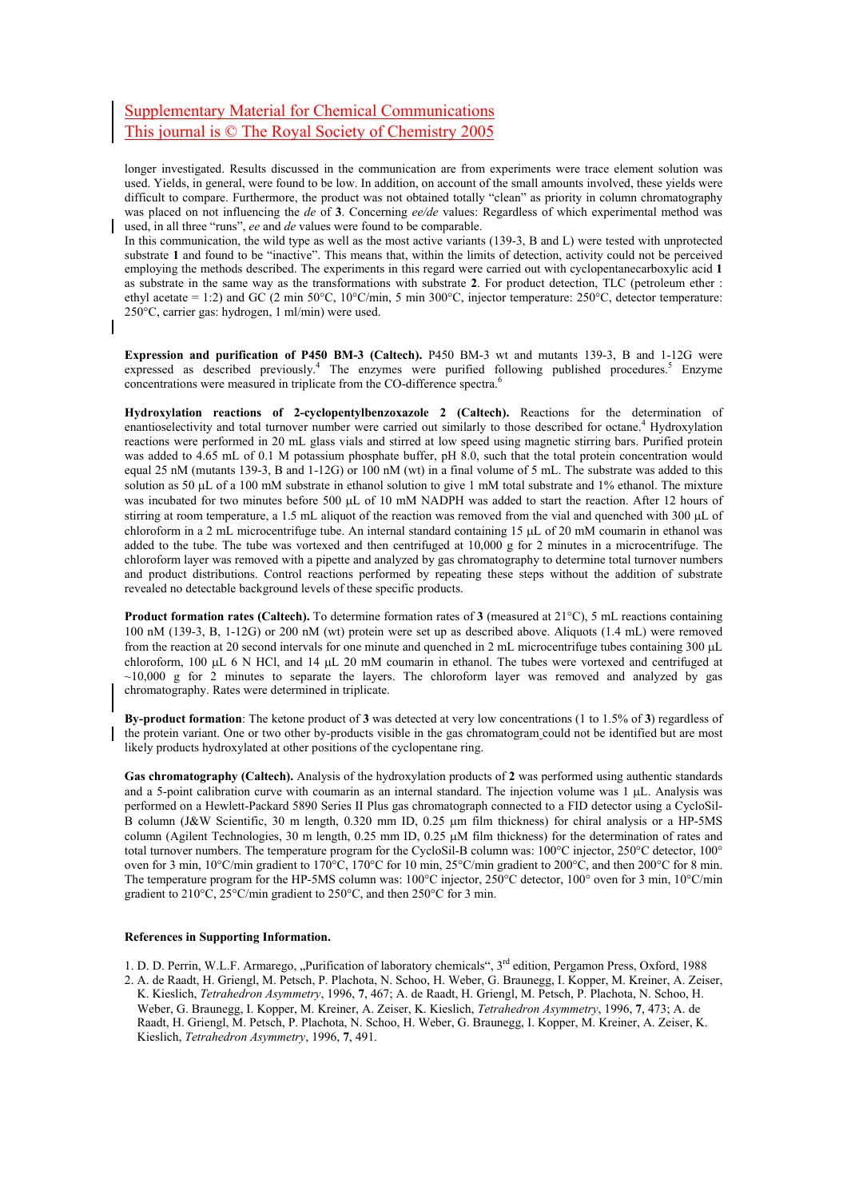longer investigated. Results discussed in the communication are from experiments were trace element solution was used. Yields, in general, were found to be low. In addition, on account of the small amounts involved, these yields were difficult to compare. Furthermore, the product was not obtained totally "clean" as priority in column chromatography was placed on not influencing the *de* of **3**. Concerning *ee/de* values: Regardless of which experimental method was used, in all three "runs", *ee* and *de* values were found to be comparable.
In this communication, the wild type as well as the most active variants (139-3, B and L) were tested with unprotected substrate **1** and found to be "inactive". This means that, within the limits of detection, activity could not be perceived employing the methods described. The experiments in this regard were carried out with cyclopentanecarboxylic acid **1** as substrate in the same way as the transformations with substrate **2**. For product detection, TLC (petroleum ether : ethyl acetate = 1:2) and GC (2 min 50°C, 10°C/min, 5 min 300°C, injector temperature: 250°C, detector temperature: 250°C, carrier gas: hydrogen, 1 ml/min) were used.

**Expression and purification of P450 BM-3 (Caltech).** P450 BM-3 wt and mutants 139-3, B and 1-12G were expressed as described previously.[4] The enzymes were purified following published procedures.[5] Enzyme concentrations were measured in triplicate from the CO-difference spectra.[6]

**Hydroxylation reactions of 2-cyclopentylbenzoxazole 2 (Caltech).** Reactions for the determination of enantioselectivity and total turnover number were carried out similarly to those described for octane.[4] Hydroxylation reactions were performed in 20 mL glass vials and stirred at low speed using magnetic stirring bars. Purified protein was added to 4.65 mL of 0.1 M potassium phosphate buffer, pH 8.0, such that the total protein concentration would equal 25 nM (mutants 139-3, B and 1-12G) or 100 nM (wt) in a final volume of 5 mL. The substrate was added to this solution as 50 µL of a 100 mM substrate in ethanol solution to give 1 mM total substrate and 1% ethanol. The mixture was incubated for two minutes before 500 µL of 10 mM NADPH was added to start the reaction. After 12 hours of stirring at room temperature, a 1.5 mL aliquot of the reaction was removed from the vial and quenched with 300 µL of chloroform in a 2 mL microcentrifuge tube. An internal standard containing 15 µL of 20 mM coumarin in ethanol was added to the tube. The tube was vortexed and then centrifuged at 10,000 g for 2 minutes in a microcentrifuge. The chloroform layer was removed with a pipette and analyzed by gas chromatography to determine total turnover numbers and product distributions. Control reactions performed by repeating these steps without the addition of substrate revealed no detectable background levels of these specific products.

**Product formation rates (Caltech).** To determine formation rates of **3** (measured at 21°C), 5 mL reactions containing 100 nM (139-3, B, 1-12G) or 200 nM (wt) protein were set up as described above. Aliquots (1.4 mL) were removed from the reaction at 20 second intervals for one minute and quenched in 2 mL microcentrifuge tubes containing 300 µL chloroform, 100 µL 6 N HCl, and 14 µL 20 mM coumarin in ethanol. The tubes were vortexed and centrifuged at ~10,000 g for 2 minutes to separate the layers. The chloroform layer was removed and analyzed by gas chromatography. Rates were determined in triplicate.

**By-product formation**: The ketone product of **3** was detected at very low concentrations (1 to 1.5% of **3**) regardless of the protein variant. One or two other by-products visible in the gas chromatogram could not be identified but are most likely products hydroxylated at other positions of the cyclopentane ring.

**Gas chromatography (Caltech).** Analysis of the hydroxylation products of **2** was performed using authentic standards and a 5-point calibration curve with coumarin as an internal standard. The injection volume was 1 µL. Analysis was performed on a Hewlett-Packard 5890 Series II Plus gas chromatograph connected to a FID detector using a CycloSil-B column (J&W Scientific, 30 m length, 0.320 mm ID, 0.25 µm film thickness) for chiral analysis or a HP-5MS column (Agilent Technologies, 30 m length, 0.25 mm ID, 0.25 µM film thickness) for the determination of rates and total turnover numbers. The temperature program for the CycloSil-B column was: 100°C injector, 250°C detector, 100° oven for 3 min, 10°C/min gradient to 170°C, 170°C for 10 min, 25°C/min gradient to 200°C, and then 200°C for 8 min. The temperature program for the HP-5MS column was: 100°C injector, 250°C detector, 100° oven for 3 min, 10°C/min gradient to 210°C, 25°C/min gradient to 250°C, and then 250°C for 3 min.

**References in Supporting Information.**

1. D. D. Perrin, W.L.F. Armarego, „Purification of laboratory chemicals", 3rd edition, Pergamon Press, Oxford, 1988
2. A. de Raadt, H. Griengl, M. Petsch, P. Plachota, N. Schoo, H. Weber, G. Braunegg, I. Kopper, M. Kreiner, A. Zeiser, K. Kieslich, *Tetrahedron Asymmetry*, 1996, **7**, 467; A. de Raadt, H. Griengl, M. Petsch, P. Plachota, N. Schoo, H. Weber, G. Braunegg, I. Kopper, M. Kreiner, A. Zeiser, K. Kieslich, *Tetrahedron Asymmetry*, 1996, **7**, 473; A. de Raadt, H. Griengl, M. Petsch, P. Plachota, N. Schoo, H. Weber, G. Braunegg, I. Kopper, M. Kreiner, A. Zeiser, K. Kieslich, *Tetrahedron Asymmetry*, 1996, **7**, 491.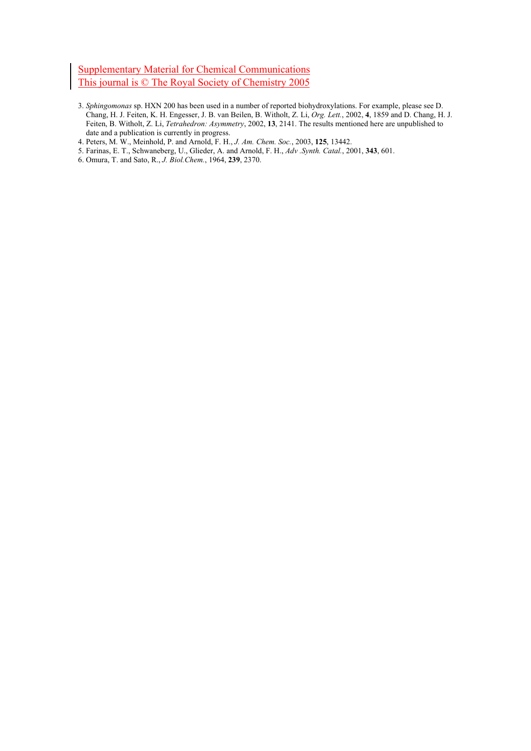3. *Sphingomonas* sp. HXN 200 has been used in a number of reported biohydroxylations. For example, please see D. Chang, H. J. Feiten, K. H. Engesser, J. B. van Beilen, B. Witholt, Z. Li, *Org. Lett.*, 2002, **4**, 1859 and D. Chang, H. J. Feiten, B. Witholt, Z. Li, *Tetrahedron: Asymmetry*, 2002, **13**, 2141. The results mentioned here are unpublished to date and a publication is currently in progress.
4. Peters, M. W., Meinhold, P. and Arnold, F. H., *J. Am. Chem. Soc.*, 2003, **125**, 13442.
5. Farinas, E. T., Schwaneberg, U., Glieder, A. and Arnold, F. H., *Adv .Synth. Catal.*, 2001, **343**, 601.
6. Omura, T. and Sato, R., *J. Biol.Chem.*, 1964, **239**, 2370.